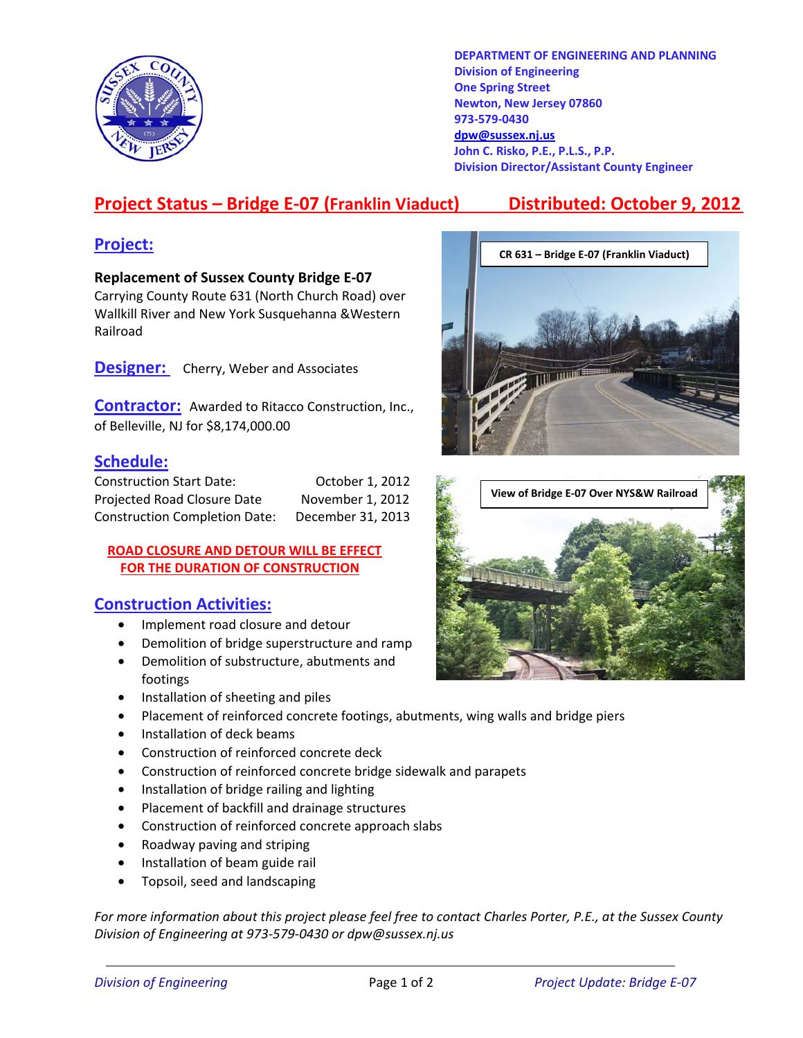DEPARTMENT OF ENGINEERING AND PLANNING
Division of Engineering
One Spring Street
Newton, New Jersey 07860
973-579-0430
dpw@sussex.nj.us
John C. Risko, P.E., P.L.S., P.P.
Division Director/Assistant County Engineer

# Project Status – Bridge E-07 (Franklin Viaduct) Distributed: October 9, 2012

## Project:

**Replacement of Sussex County Bridge E-07**
Carrying County Route 631 (North Church Road) over Wallkill River and New York Susquehanna &Western Railroad

CR 631 – Bridge E-07 (Franklin Viaduct)

View of Bridge E-07 Over NYS&W Railroad

## Designer:

Cherry, Weber and Associates

## Contractor:

Awarded to Ritacco Construction, Inc., of Belleville, NJ for $8,174,000.00

## Schedule:

| | |
|---|---|
| Construction Start Date: | October 1, 2012 |
| Projected Road Closure Date | November 1, 2012 |
| Construction Completion Date: | December 31, 2013 |

**ROAD CLOSURE AND DETOUR WILL BE EFFECT FOR THE DURATION OF CONSTRUCTION**

## Construction Activities:

- Implement road closure and detour
- Demolition of bridge superstructure and ramp
- Demolition of substructure, abutments and footings
- Installation of sheeting and piles
- Placement of reinforced concrete footings, abutments, wing walls and bridge piers
- Installation of deck beams
- Construction of reinforced concrete deck
- Construction of reinforced concrete bridge sidewalk and parapets
- Installation of bridge railing and lighting
- Placement of backfill and drainage structures
- Construction of reinforced concrete approach slabs
- Roadway paving and striping
- Installation of beam guide rail
- Topsoil, seed and landscaping

*For more information about this project please feel free to contact Charles Porter, P.E., at the Sussex County Division of Engineering at 973-579-0430 or dpw@sussex.nj.us*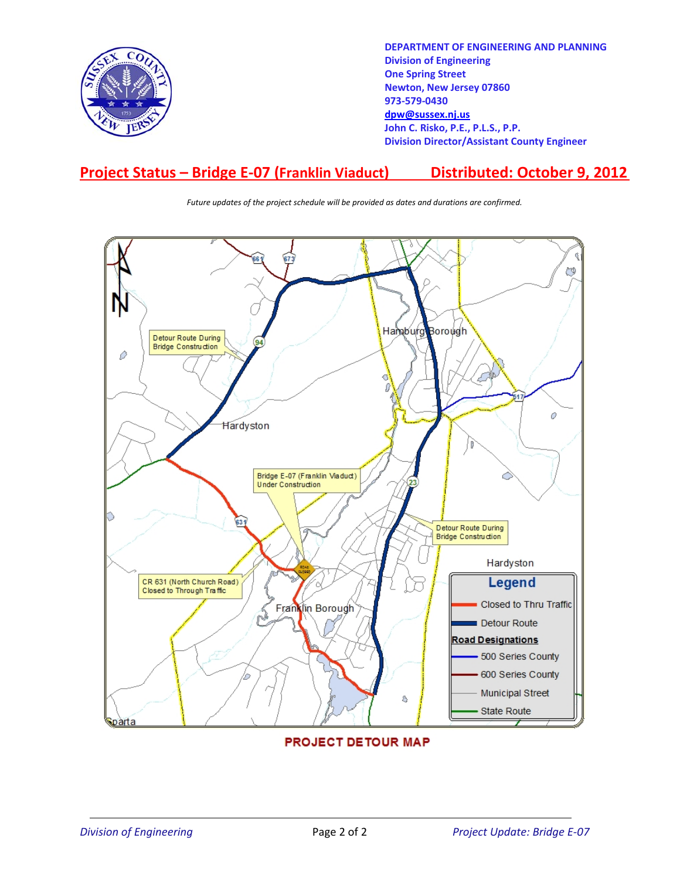**DEPARTMENT OF ENGINEERING AND PLANNING**
**Division of Engineering**
**One Spring Street**
**Newton, New Jersey 07860**
**973-579-0430**
**dpw@sussex.nj.us**
**John C. Risko, P.E., P.L.S., P.P.**
**Division Director/Assistant County Engineer**

## Project Status – Bridge E-07 (Franklin Viaduct) Distributed: October 9, 2012

*Future updates of the project schedule will be provided as dates and durations are confirmed.*

N

661

673

94

Detour Route During Bridge Construction

Hamburg Borough

517

Hardyston

23

Bridge E-07 (Franklin Viaduct) Under Construction

631

Detour Route During Bridge Construction

Hardyston

CR 631 (North Church Road) Closed to Through Traffic

Franklin Borough

Sparta

Legend

Closed to Thru Traffic

Detour Route

Road Designations

500 Series County

600 Series County

Municipal Street

State Route

**PROJECT DETOUR MAP**